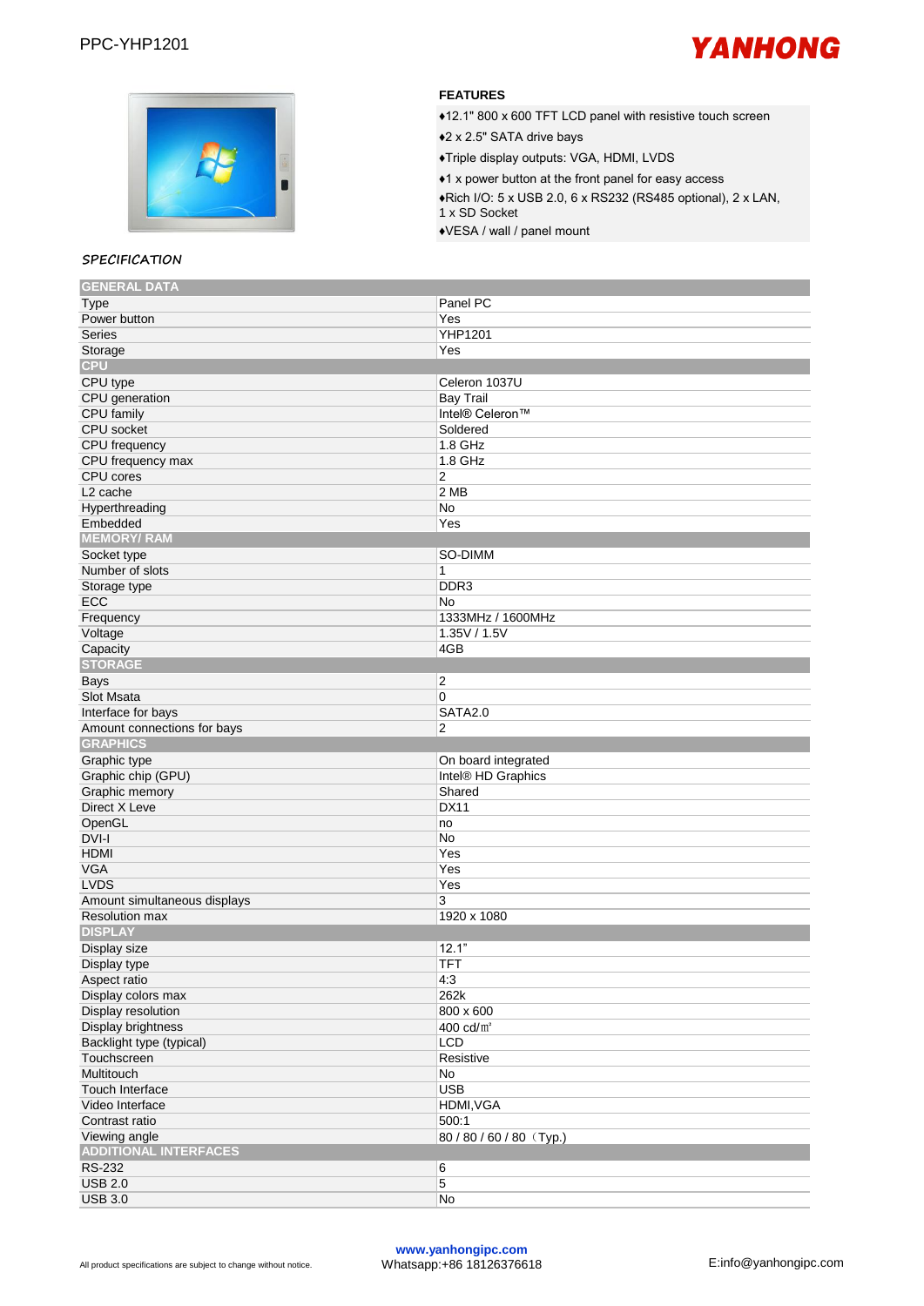PPC-YHP1201

YANHONG

## FEATURES

- ♦12.1" 800 x 600 TFT LCD panel with resistive touch screen
- ♦2 x 2.5" SATA drive bays
- ♦Triple display outputs: VGA, HDMI, LVDS
- ♦1 x power button at the front panel for easy access
- ♦Rich I/O: 5 x USB 2.0, 6 x RS232 (RS485 optional), 2 x LAN, 1 x SD Socket
- ♦VESA / wall / panel mount

## SPECIFICATION

| GENERAL DATA | |
|---|---|
| Type | Panel PC |
| Power button | Yes |
| Series | YHP1201 |
| Storage | Yes |
| **CPU** | |
| CPU type | Celeron 1037U |
| CPU generation | Bay Trail |
| CPU family | Intel® Celeron™ |
| CPU socket | Soldered |
| CPU frequency | 1.8 GHz |
| CPU frequency max | 1.8 GHz |
| CPU cores | 2 |
| L2 cache | 2 MB |
| Hyperthreading | No |
| Embedded | Yes |
| **MEMORY/ RAM** | |
| Socket type | SO-DIMM |
| Number of slots | 1 |
| Storage type | DDR3 |
| ECC | No |
| Frequency | 1333MHz / 1600MHz |
| Voltage | 1.35V / 1.5V |
| Capacity | 4GB |
| **STORAGE** | |
| Bays | 2 |
| Slot Msata | 0 |
| Interface for bays | SATA2.0 |
| Amount connections for bays | 2 |
| **GRAPHICS** | |
| Graphic type | On board integrated |
| Graphic chip (GPU) | Intel® HD Graphics |
| Graphic memory | Shared |
| Direct X Leve | DX11 |
| OpenGL | no |
| DVI-I | No |
| HDMI | Yes |
| VGA | Yes |
| LVDS | Yes |
| Amount simultaneous displays | 3 |
| Resolution max | 1920 x 1080 |
| **DISPLAY** | |
| Display size | 12.1" |
| Display type | TFT |
| Aspect ratio | 4:3 |
| Display colors max | 262k |
| Display resolution | 800 x 600 |
| Display brightness | 400 cd/㎡ |
| Backlight type (typical) | LCD |
| Touchscreen | Resistive |
| Multitouch | No |
| Touch Interface | USB |
| Video Interface | HDMI,VGA |
| Contrast ratio | 500:1 |
| Viewing angle | 80 / 80 / 60 / 80（Typ.) |
| **ADDITIONAL INTERFACES** | |
| RS-232 | 6 |
| USB 2.0 | 5 |
| USB 3.0 | No |

All product specifications are subject to change without notice.

www.yanhongipc.com
Whatsapp:+86 18126376618

E:info@yanhongipc.com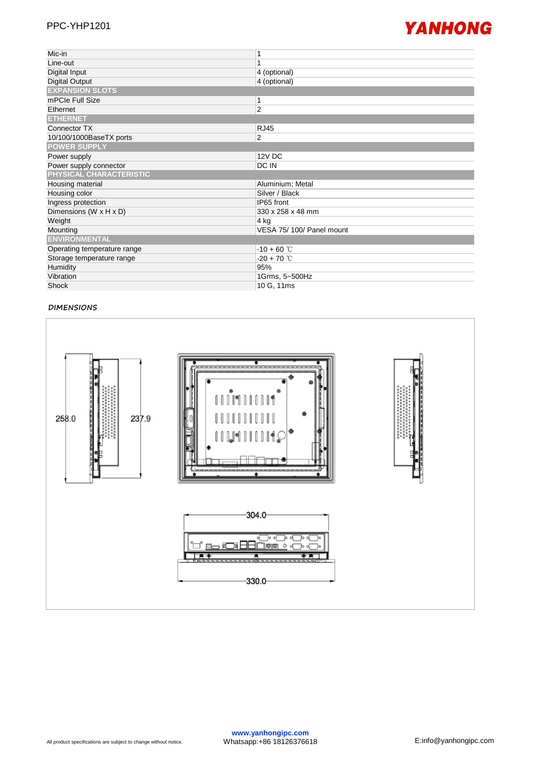| | |
|---|---|
| Mic-in | 1 |
| Line-out | 1 |
| Digital Input | 4 (optional) |
| Digital Output | 4 (optional) |
| **EXPANSION SLOTS** | |
| mPCIe Full Size | 1 |
| Ethernet | 2 |
| **ETHERNET** | |
| Connector TX | RJ45 |
| 10/100/1000BaseTX ports | 2 |
| **POWER SUPPLY** | |
| Power supply | 12V DC |
| Power supply connector | DC IN |
| **PHYSICAL CHARACTERISTIC** | |
| Housing material | Aluminium; Metal |
| Housing color | Silver / Black |
| Ingress protection | IP65 front |
| Dimensions (W x H x D) | 330 x 258 x 48 mm |
| Weight | 4 kg |
| Mounting | VESA 75/ 100/ Panel mount |
| **ENVIRONMENTAL** | |
| Operating temperature range | -10 + 60 ℃ |
| Storage temperature range | -20 + 70 ℃ |
| Humidity | 95% |
| Vibration | 1Grms, 5~500Hz |
| Shock | 10 G, 11ms |

*DIMENSIONS*

258.0

237.9

304.0

330.0

All product specifications are subject to change without notice.

www.yanhongipc.com
Whatsapp:+86 18126376618

E:info@yanhongipc.com